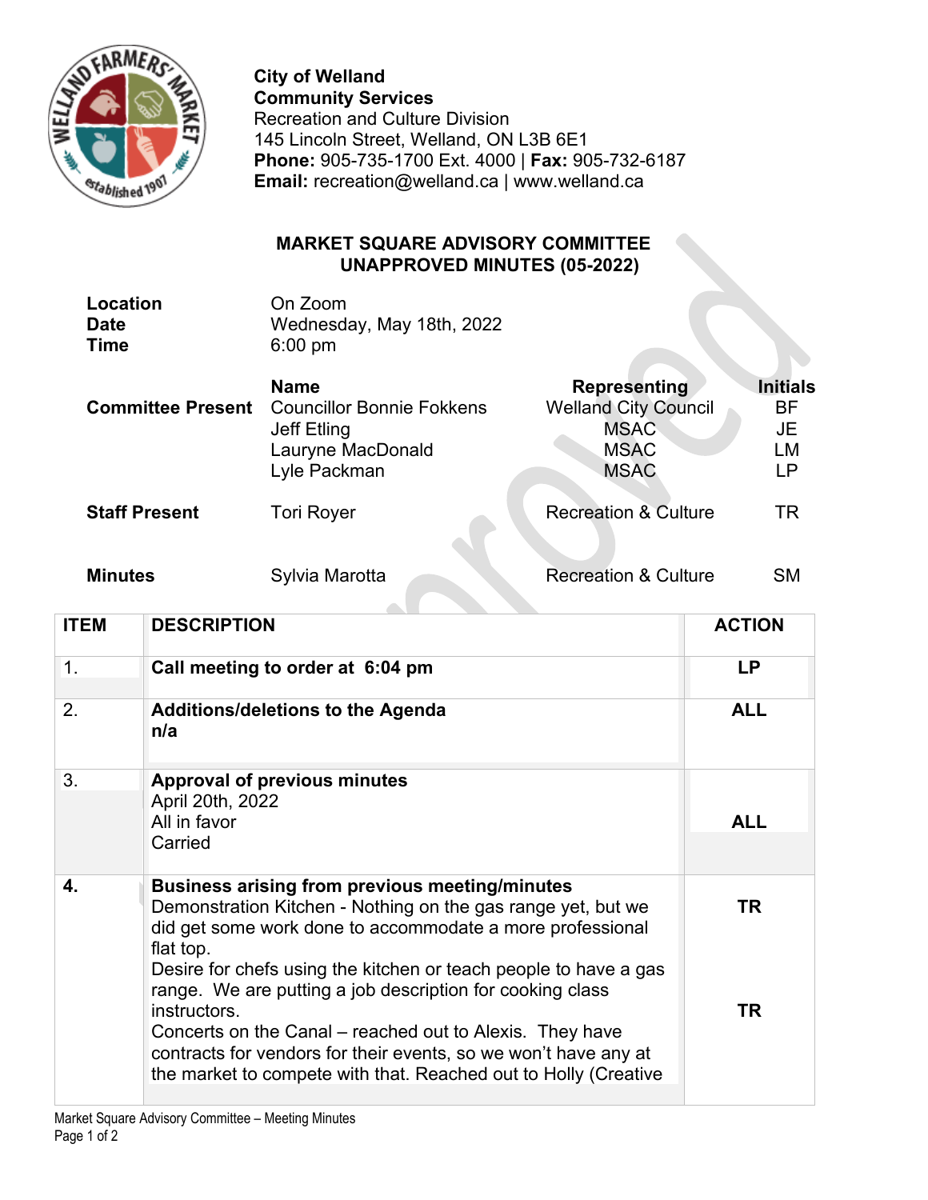**City of Welland**
**Community Services**
Recreation and Culture Division
145 Lincoln Street, Welland, ON L3B 6E1
**Phone:** 905-735-1700 Ext. 4000 | **Fax:** 905-732-6187
**Email:** recreation@welland.ca | www.welland.ca

## MARKET SQUARE ADVISORY COMMITTEE
## UNAPPROVED MINUTES (05-2022)

| | |
|---|---|
| **Location** | On Zoom |
| **Date** | Wednesday, May 18th, 2022 |
| **Time** | 6:00 pm |

| | Name | Representing | Initials |
|---|---|---|---|
| **Committee Present** | Councillor Bonnie Fokkens | Welland City Council | BF |
| | Jeff Etling | MSAC | JE |
| | Lauryne MacDonald | MSAC | LM |
| | Lyle Packman | MSAC | LP |
| **Staff Present** | Tori Royer | Recreation & Culture | TR |
| **Minutes** | Sylvia Marotta | Recreation & Culture | SM |

| ITEM | DESCRIPTION | ACTION |
|---|---|---|
| 1. | **Call meeting to order at 6:04 pm** | **LP** |
| 2. | **Additions/deletions to the Agenda** **n/a** | **ALL** |
| 3. | **Approval of previous minutes** April 20th, 2022 All in favor Carried | **ALL** |
| **4.** | **Business arising from previous meeting/minutes** Demonstration Kitchen - Nothing on the gas range yet, but we did get some work done to accommodate a more professional flat top. Desire for chefs using the kitchen or teach people to have a gas range. We are putting a job description for cooking class instructors. Concerts on the Canal – reached out to Alexis. They have contracts for vendors for their events, so we won't have any at the market to compete with that. Reached out to Holly (Creative | **TR** **TR** |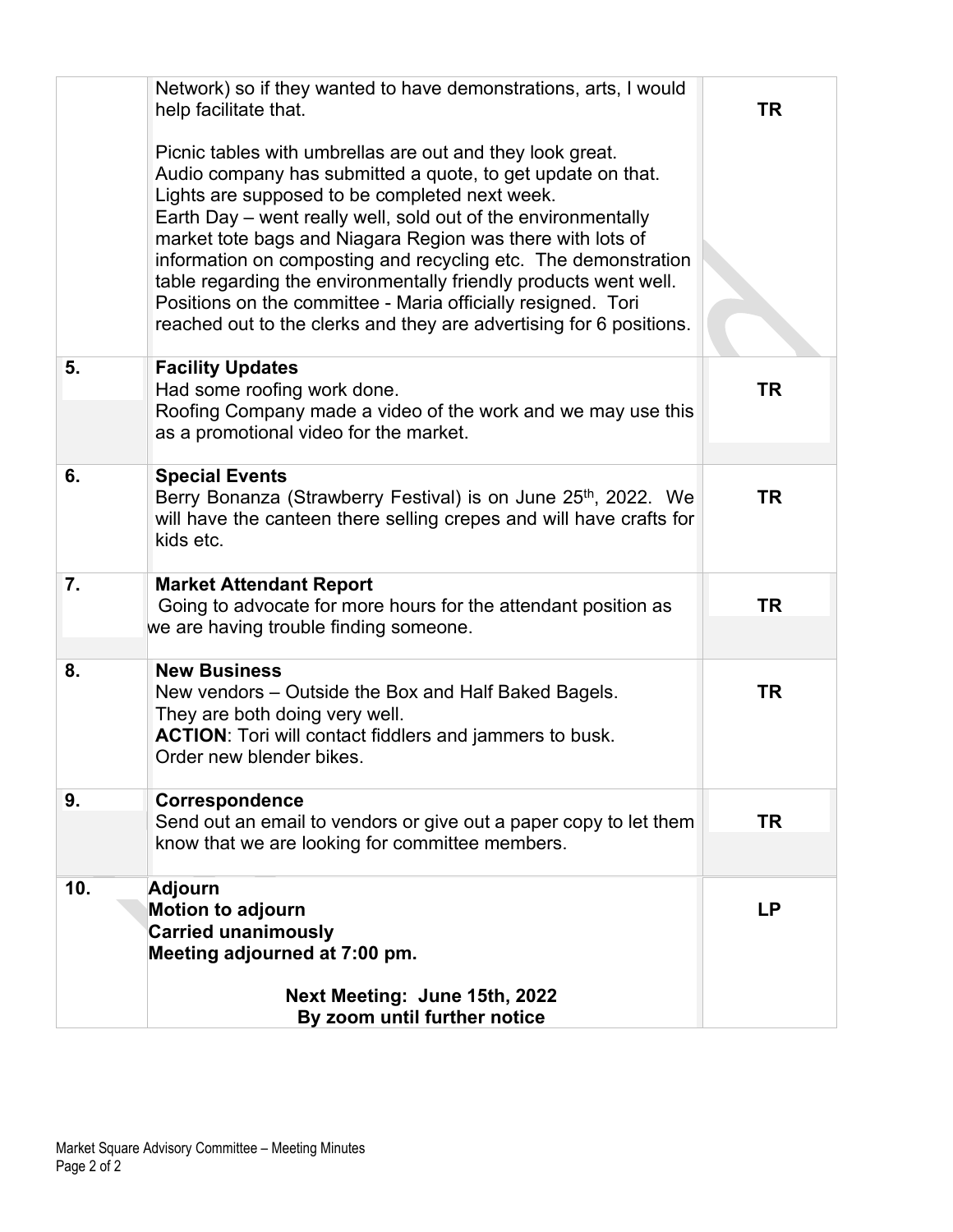| | | |
|---|---|---|
| | Network) so if they wanted to have demonstrations, arts, I would help facilitate that.<br><br>Picnic tables with umbrellas are out and they look great.<br>Audio company has submitted a quote, to get update on that.<br>Lights are supposed to be completed next week.<br>Earth Day – went really well, sold out of the environmentally market tote bags and Niagara Region was there with lots of information on composting and recycling etc. The demonstration table regarding the environmentally friendly products went well.<br>Positions on the committee - Maria officially resigned. Tori reached out to the clerks and they are advertising for 6 positions. | **TR** |
| **5.** | **Facility Updates**<br>Had some roofing work done.<br>Roofing Company made a video of the work and we may use this as a promotional video for the market. | **TR** |
| **6.** | **Special Events**<br>Berry Bonanza (Strawberry Festival) is on June 25th, 2022. We will have the canteen there selling crepes and will have crafts for kids etc. | **TR** |
| **7.** | **Market Attendant Report**<br>Going to advocate for more hours for the attendant position as we are having trouble finding someone. | **TR** |
| **8.** | **New Business**<br>New vendors – Outside the Box and Half Baked Bagels.<br>They are both doing very well.<br>**ACTION**: Tori will contact fiddlers and jammers to busk.<br>Order new blender bikes. | **TR** |
| **9.** | **Correspondence**<br>Send out an email to vendors or give out a paper copy to let them know that we are looking for committee members. | **TR** |
| **10.** | **Adjourn**<br>**Motion to adjourn**<br>**Carried unanimously**<br>**Meeting adjourned at 7:00 pm.**<br><br>**Next Meeting: June 15th, 2022**<br>**By zoom until further notice** | **LP** |